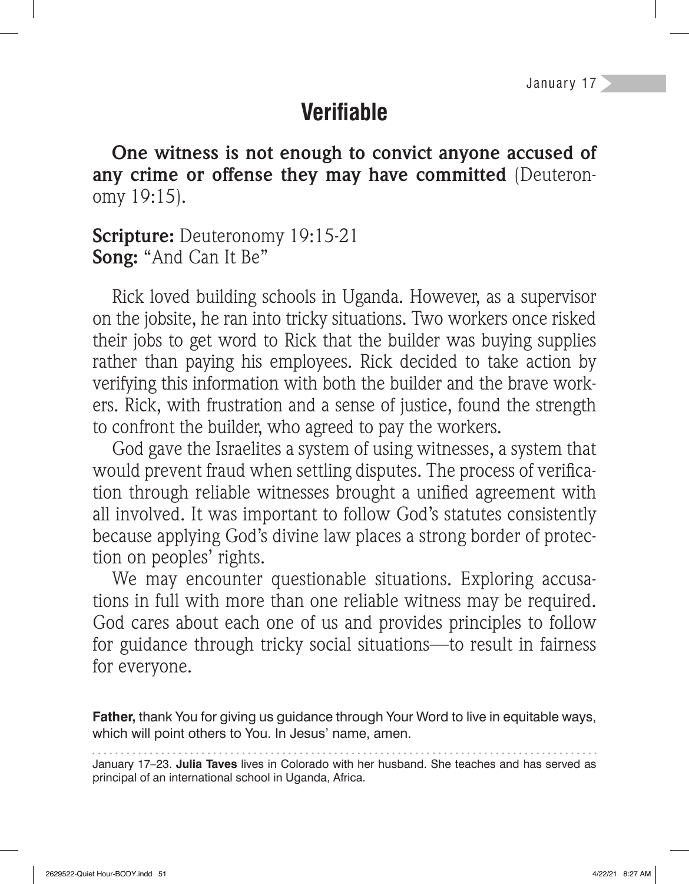January 17

# Verifiable

**One witness is not enough to convict anyone accused of any crime or offense they may have committed** (Deuteronomy 19:15).

**Scripture:** Deuteronomy 19:15-21
**Song:** "And Can It Be"

Rick loved building schools in Uganda. However, as a supervisor on the jobsite, he ran into tricky situations. Two workers once risked their jobs to get word to Rick that the builder was buying supplies rather than paying his employees. Rick decided to take action by verifying this information with both the builder and the brave workers. Rick, with frustration and a sense of justice, found the strength to confront the builder, who agreed to pay the workers.

God gave the Israelites a system of using witnesses, a system that would prevent fraud when settling disputes. The process of verification through reliable witnesses brought a unified agreement with all involved. It was important to follow God's statutes consistently because applying God's divine law places a strong border of protection on peoples' rights.

We may encounter questionable situations. Exploring accusations in full with more than one reliable witness may be required. God cares about each one of us and provides principles to follow for guidance through tricky social situations—to result in fairness for everyone.

**Father,** thank You for giving us guidance through Your Word to live in equitable ways, which will point others to You. In Jesus' name, amen.

---

January 17–23. **Julia Taves** lives in Colorado with her husband. She teaches and has served as principal of an international school in Uganda, Africa.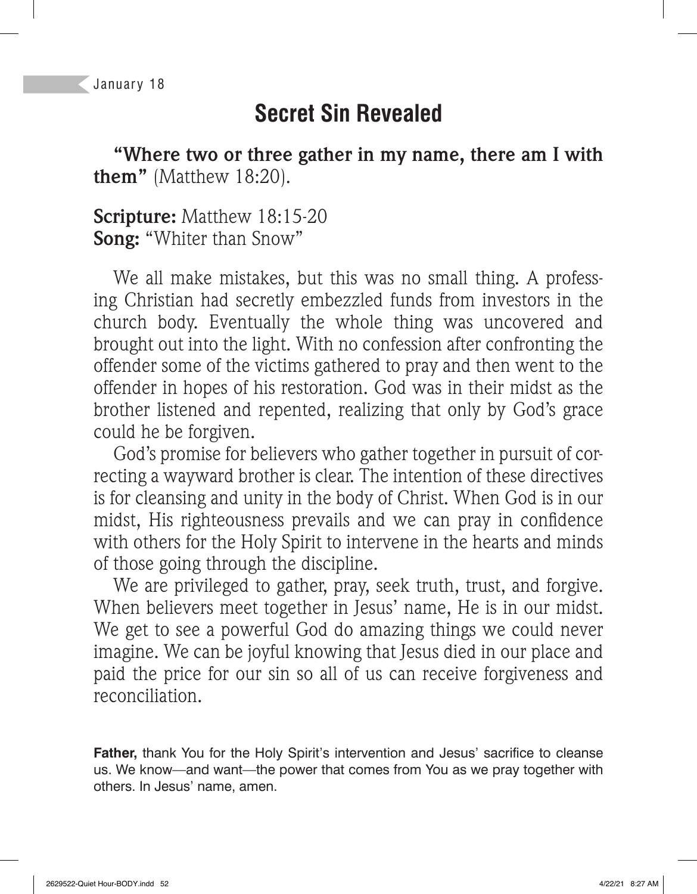January 18

# Secret Sin Revealed

**"Where two or three gather in my name, there am I with them"** (Matthew 18:20).

**Scripture:** Matthew 18:15-20
**Song:** "Whiter than Snow"

We all make mistakes, but this was no small thing. A professing Christian had secretly embezzled funds from investors in the church body. Eventually the whole thing was uncovered and brought out into the light. With no confession after confronting the offender some of the victims gathered to pray and then went to the offender in hopes of his restoration. God was in their midst as the brother listened and repented, realizing that only by God's grace could he be forgiven.

God's promise for believers who gather together in pursuit of correcting a wayward brother is clear. The intention of these directives is for cleansing and unity in the body of Christ. When God is in our midst, His righteousness prevails and we can pray in confidence with others for the Holy Spirit to intervene in the hearts and minds of those going through the discipline.

We are privileged to gather, pray, seek truth, trust, and forgive. When believers meet together in Jesus' name, He is in our midst. We get to see a powerful God do amazing things we could never imagine. We can be joyful knowing that Jesus died in our place and paid the price for our sin so all of us can receive forgiveness and reconciliation.

**Father,** thank You for the Holy Spirit's intervention and Jesus' sacrifice to cleanse us. We know—and want—the power that comes from You as we pray together with others. In Jesus' name, amen.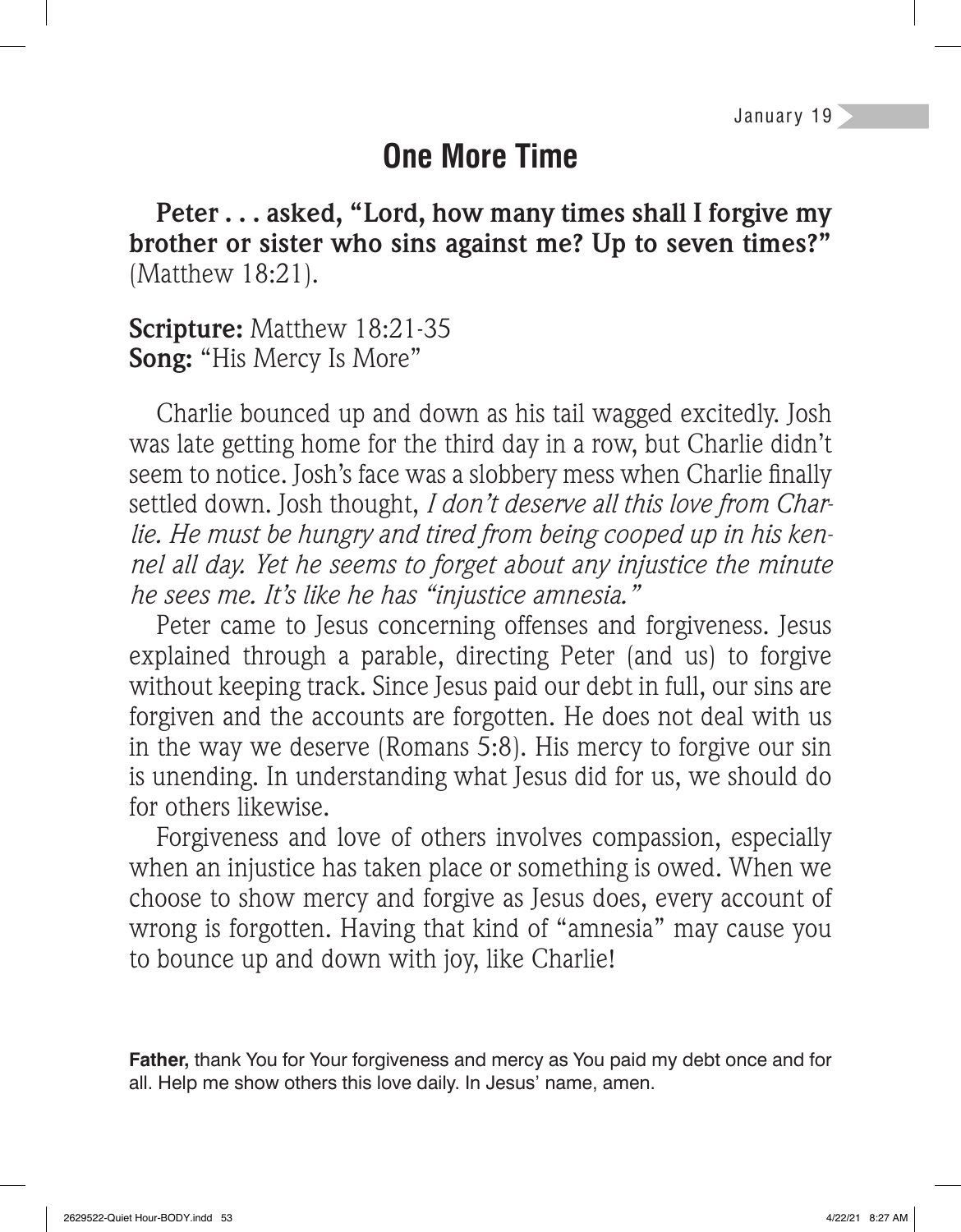January 19

# One More Time

**Peter . . . asked, "Lord, how many times shall I forgive my brother or sister who sins against me? Up to seven times?"** (Matthew 18:21).

**Scripture:** Matthew 18:21-35
**Song:** "His Mercy Is More"

Charlie bounced up and down as his tail wagged excitedly. Josh was late getting home for the third day in a row, but Charlie didn't seem to notice. Josh's face was a slobbery mess when Charlie finally settled down. Josh thought, *I don't deserve all this love from Charlie. He must be hungry and tired from being cooped up in his kennel all day. Yet he seems to forget about any injustice the minute he sees me. It's like he has "injustice amnesia."*

Peter came to Jesus concerning offenses and forgiveness. Jesus explained through a parable, directing Peter (and us) to forgive without keeping track. Since Jesus paid our debt in full, our sins are forgiven and the accounts are forgotten. He does not deal with us in the way we deserve (Romans 5:8). His mercy to forgive our sin is unending. In understanding what Jesus did for us, we should do for others likewise.

Forgiveness and love of others involves compassion, especially when an injustice has taken place or something is owed. When we choose to show mercy and forgive as Jesus does, every account of wrong is forgotten. Having that kind of "amnesia" may cause you to bounce up and down with joy, like Charlie!

**Father,** thank You for Your forgiveness and mercy as You paid my debt once and for all. Help me show others this love daily. In Jesus' name, amen.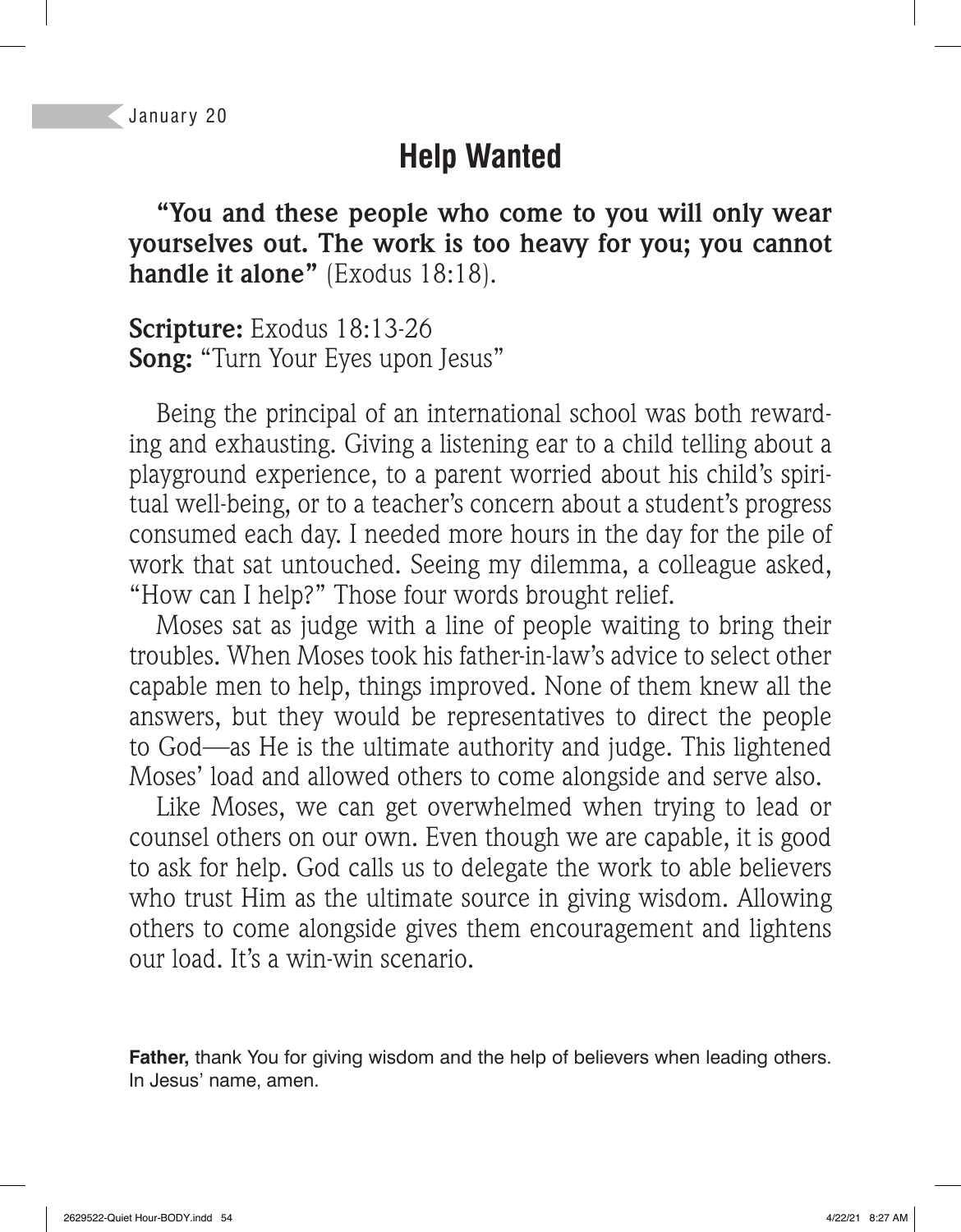January 20

## Help Wanted

**"You and these people who come to you will only wear yourselves out. The work is too heavy for you; you cannot handle it alone"** (Exodus 18:18).

**Scripture:** Exodus 18:13-26
**Song:** "Turn Your Eyes upon Jesus"

Being the principal of an international school was both rewarding and exhausting. Giving a listening ear to a child telling about a playground experience, to a parent worried about his child's spiritual well-being, or to a teacher's concern about a student's progress consumed each day. I needed more hours in the day for the pile of work that sat untouched. Seeing my dilemma, a colleague asked, "How can I help?" Those four words brought relief.

Moses sat as judge with a line of people waiting to bring their troubles. When Moses took his father-in-law's advice to select other capable men to help, things improved. None of them knew all the answers, but they would be representatives to direct the people to God—as He is the ultimate authority and judge. This lightened Moses' load and allowed others to come alongside and serve also.

Like Moses, we can get overwhelmed when trying to lead or counsel others on our own. Even though we are capable, it is good to ask for help. God calls us to delegate the work to able believers who trust Him as the ultimate source in giving wisdom. Allowing others to come alongside gives them encouragement and lightens our load. It's a win-win scenario.

**Father,** thank You for giving wisdom and the help of believers when leading others. In Jesus' name, amen.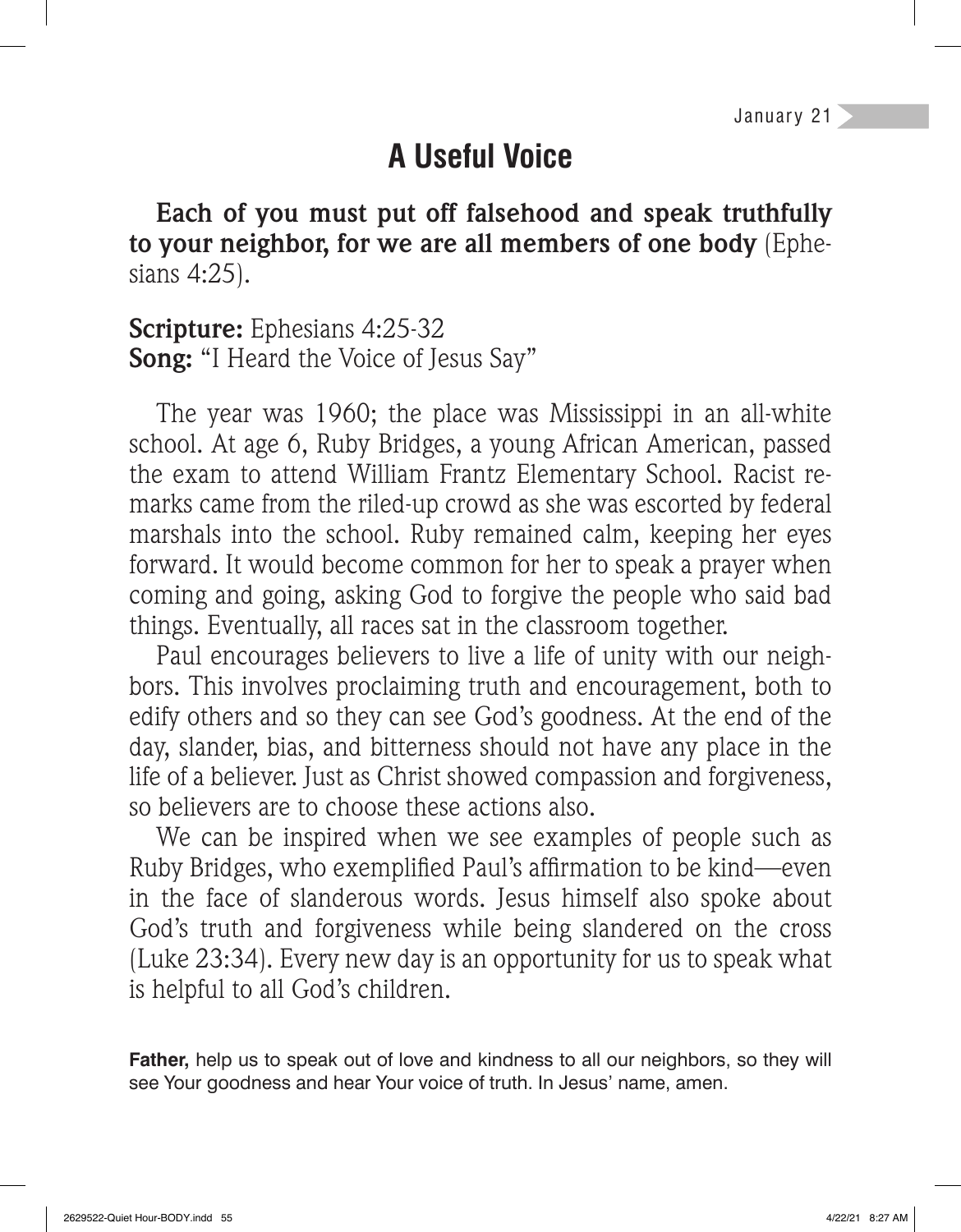January 21

# A Useful Voice

**Each of you must put off falsehood and speak truthfully to your neighbor, for we are all members of one body** (Ephesians 4:25).

**Scripture:** Ephesians 4:25-32
**Song:** "I Heard the Voice of Jesus Say"

The year was 1960; the place was Mississippi in an all-white school. At age 6, Ruby Bridges, a young African American, passed the exam to attend William Frantz Elementary School. Racist remarks came from the riled-up crowd as she was escorted by federal marshals into the school. Ruby remained calm, keeping her eyes forward. It would become common for her to speak a prayer when coming and going, asking God to forgive the people who said bad things. Eventually, all races sat in the classroom together.

Paul encourages believers to live a life of unity with our neighbors. This involves proclaiming truth and encouragement, both to edify others and so they can see God's goodness. At the end of the day, slander, bias, and bitterness should not have any place in the life of a believer. Just as Christ showed compassion and forgiveness, so believers are to choose these actions also.

We can be inspired when we see examples of people such as Ruby Bridges, who exemplified Paul's affirmation to be kind—even in the face of slanderous words. Jesus himself also spoke about God's truth and forgiveness while being slandered on the cross (Luke 23:34). Every new day is an opportunity for us to speak what is helpful to all God's children.

**Father,** help us to speak out of love and kindness to all our neighbors, so they will see Your goodness and hear Your voice of truth. In Jesus' name, amen.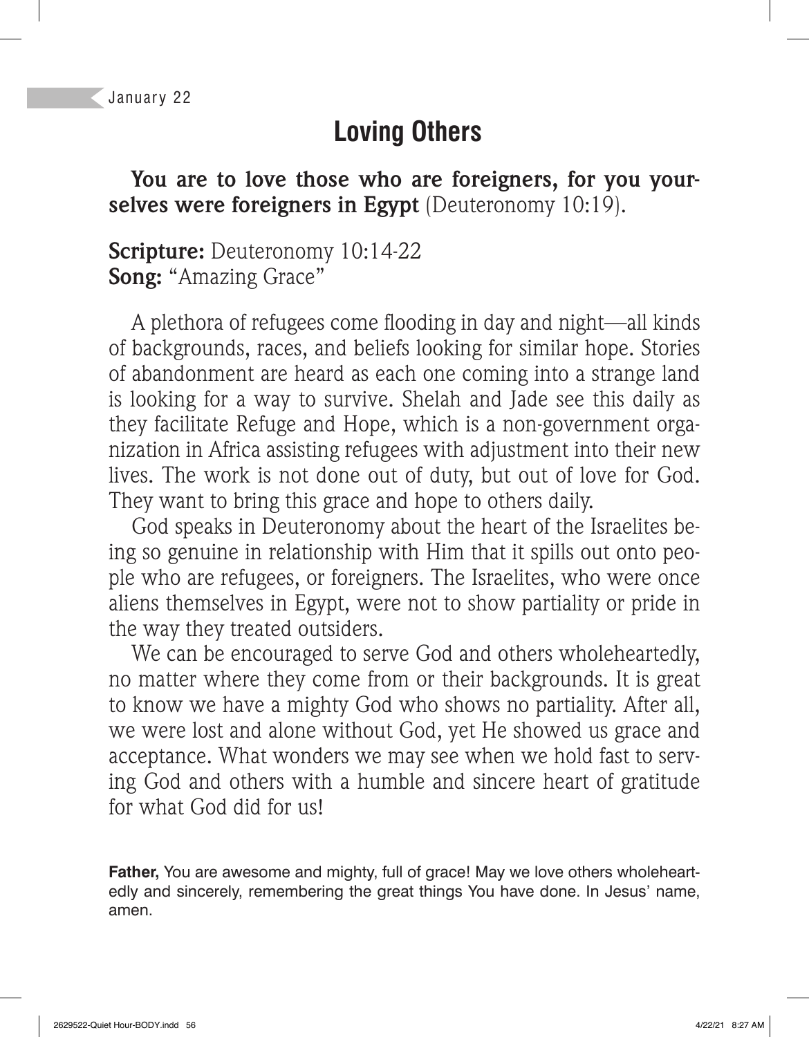January 22

# Loving Others

**You are to love those who are foreigners, for you yourselves were foreigners in Egypt** (Deuteronomy 10:19).

**Scripture:** Deuteronomy 10:14-22
**Song:** "Amazing Grace"

A plethora of refugees come flooding in day and night—all kinds of backgrounds, races, and beliefs looking for similar hope. Stories of abandonment are heard as each one coming into a strange land is looking for a way to survive. Shelah and Jade see this daily as they facilitate Refuge and Hope, which is a non-government organization in Africa assisting refugees with adjustment into their new lives. The work is not done out of duty, but out of love for God. They want to bring this grace and hope to others daily.

God speaks in Deuteronomy about the heart of the Israelites being so genuine in relationship with Him that it spills out onto people who are refugees, or foreigners. The Israelites, who were once aliens themselves in Egypt, were not to show partiality or pride in the way they treated outsiders.

We can be encouraged to serve God and others wholeheartedly, no matter where they come from or their backgrounds. It is great to know we have a mighty God who shows no partiality. After all, we were lost and alone without God, yet He showed us grace and acceptance. What wonders we may see when we hold fast to serving God and others with a humble and sincere heart of gratitude for what God did for us!

**Father,** You are awesome and mighty, full of grace! May we love others wholeheartedly and sincerely, remembering the great things You have done. In Jesus' name, amen.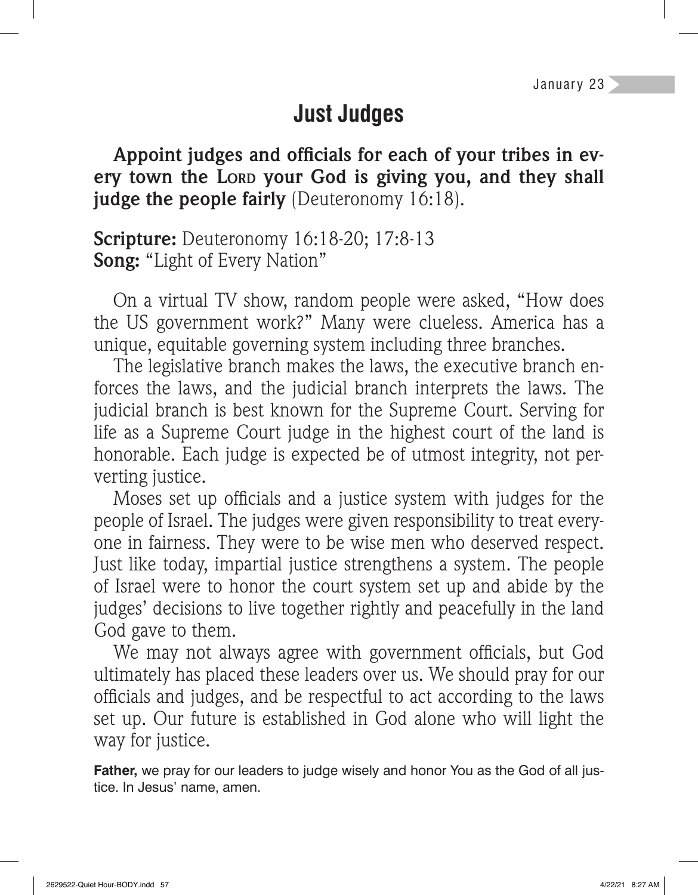January 23

# Just Judges

**Appoint judges and officials for each of your tribes in every town the Lord your God is giving you, and they shall judge the people fairly** (Deuteronomy 16:18).

**Scripture:** Deuteronomy 16:18-20; 17:8-13
**Song:** "Light of Every Nation"

On a virtual TV show, random people were asked, "How does the US government work?" Many were clueless. America has a unique, equitable governing system including three branches.

The legislative branch makes the laws, the executive branch enforces the laws, and the judicial branch interprets the laws. The judicial branch is best known for the Supreme Court. Serving for life as a Supreme Court judge in the highest court of the land is honorable. Each judge is expected be of utmost integrity, not perverting justice.

Moses set up officials and a justice system with judges for the people of Israel. The judges were given responsibility to treat everyone in fairness. They were to be wise men who deserved respect. Just like today, impartial justice strengthens a system. The people of Israel were to honor the court system set up and abide by the judges' decisions to live together rightly and peacefully in the land God gave to them.

We may not always agree with government officials, but God ultimately has placed these leaders over us. We should pray for our officials and judges, and be respectful to act according to the laws set up. Our future is established in God alone who will light the way for justice.

**Father,** we pray for our leaders to judge wisely and honor You as the God of all justice. In Jesus' name, amen.